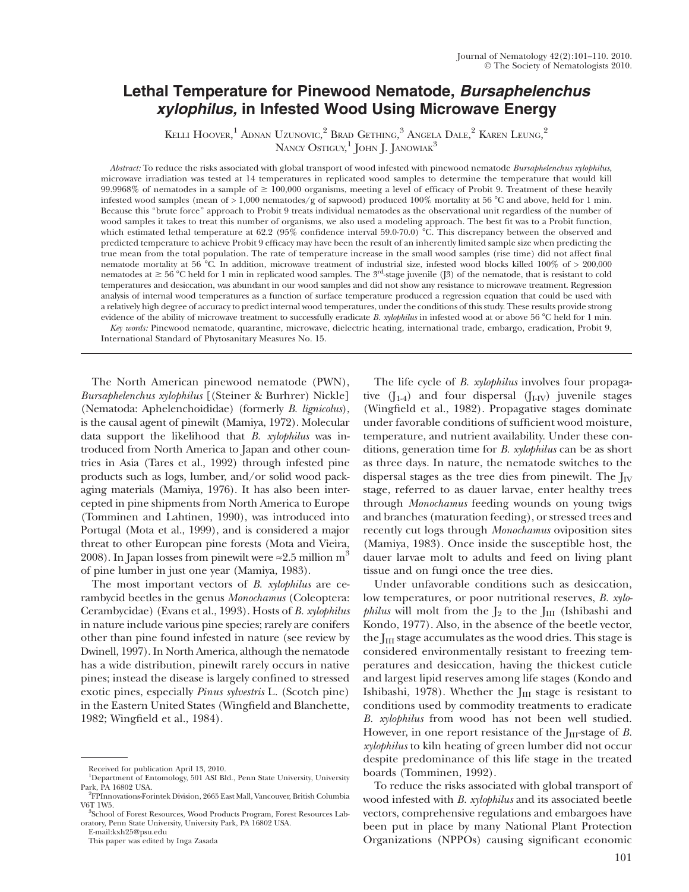# Lethal Temperature for Pinewood Nematode, *Bursaphelenchus xylophilus,* in Infested Wood Using Microwave Energy

Kelli Hoover,[1] Adnan Uzunovic,[2] Brad Gething,[3] Angela Dale,[2] Karen Leung,[2] Nancy Ostiguy,[1] John J. Janowiak[3]

*Abstract:* To reduce the risks associated with global transport of wood infested with pinewood nematode *Bursaphelenchus xylophilus*, microwave irradiation was tested at 14 temperatures in replicated wood samples to determine the temperature that would kill 99.9968% of nematodes in a sample of ≥ 100,000 organisms, meeting a level of efficacy of Probit 9. Treatment of these heavily infested wood samples (mean of > 1,000 nematodes/g of sapwood) produced 100% mortality at 56 °C and above, held for 1 min. Because this "brute force" approach to Probit 9 treats individual nematodes as the observational unit regardless of the number of wood samples it takes to treat this number of organisms, we also used a modeling approach. The best fit was to a Probit function, which estimated lethal temperature at 62.2 (95% confidence interval 59.0-70.0) °C. This discrepancy between the observed and predicted temperature to achieve Probit 9 efficacy may have been the result of an inherently limited sample size when predicting the true mean from the total population. The rate of temperature increase in the small wood samples (rise time) did not affect final nematode mortality at 56 °C. In addition, microwave treatment of industrial size, infested wood blocks killed 100% of > 200,000 nematodes at ≥ 56 °C held for 1 min in replicated wood samples. The 3[rd]-stage juvenile (J3) of the nematode, that is resistant to cold temperatures and desiccation, was abundant in our wood samples and did not show any resistance to microwave treatment. Regression analysis of internal wood temperatures as a function of surface temperature produced a regression equation that could be used with a relatively high degree of accuracy to predict internal wood temperatures, under the conditions of this study. These results provide strong evidence of the ability of microwave treatment to successfully eradicate *B. xylophilus* in infested wood at or above 56 °C held for 1 min.

*Key words:* Pinewood nematode, quarantine, microwave, dielectric heating, international trade, embargo, eradication, Probit 9, International Standard of Phytosanitary Measures No. 15.

The North American pinewood nematode (PWN), *Bursaphelenchus xylophilus* [(Steiner & Burhrer) Nickle] (Nematoda: Aphelenchoididae) (formerly *B. lignicolus*), is the causal agent of pinewilt (Mamiya, 1972). Molecular data support the likelihood that *B. xylophilus* was introduced from North America to Japan and other countries in Asia (Tares et al., 1992) through infested pine products such as logs, lumber, and/or solid wood packaging materials (Mamiya, 1976). It has also been intercepted in pine shipments from North America to Europe (Tomminen and Lahtinen, 1990), was introduced into Portugal (Mota et al., 1999), and is considered a major threat to other European pine forests (Mota and Vieira, 2008). In Japan losses from pinewilt were ≈2.5 million $m^3$ of pine lumber in just one year (Mamiya, 1983).

The most important vectors of *B. xylophilus* are cerambycid beetles in the genus *Monochamus* (Coleoptera: Cerambycidae) (Evans et al., 1993). Hosts of *B. xylophilus* in nature include various pine species; rarely are conifers other than pine found infested in nature (see review by Dwinell, 1997). In North America, although the nematode has a wide distribution, pinewilt rarely occurs in native pines; instead the disease is largely confined to stressed exotic pines, especially *Pinus sylvestris* L. (Scotch pine) in the Eastern United States (Wingfield and Blanchette, 1982; Wingfield et al., 1984).

The life cycle of *B. xylophilus* involves four propagative ($J_{1\text{-}4}$) and four dispersal ($J_{I\text{-}IV}$) juvenile stages (Wingfield et al., 1982). Propagative stages dominate under favorable conditions of sufficient wood moisture, temperature, and nutrient availability. Under these conditions, generation time for *B. xylophilus* can be as short as three days. In nature, the nematode switches to the dispersal stages as the tree dies from pinewilt. The $J_{IV}$ stage, referred to as dauer larvae, enter healthy trees through *Monochamus* feeding wounds on young twigs and branches (maturation feeding), or stressed trees and recently cut logs through *Monochamus* oviposition sites (Mamiya, 1983). Once inside the susceptible host, the dauer larvae molt to adults and feed on living plant tissue and on fungi once the tree dies.

Under unfavorable conditions such as desiccation, low temperatures, or poor nutritional reserves, *B. xylophilus* will molt from the $J_2$ to the $J_{III}$ (Ishibashi and Kondo, 1977). Also, in the absence of the beetle vector, the $J_{III}$ stage accumulates as the wood dries. This stage is considered environmentally resistant to freezing temperatures and desiccation, having the thickest cuticle and largest lipid reserves among life stages (Kondo and Ishibashi, 1978). Whether the $J_{III}$ stage is resistant to conditions used by commodity treatments to eradicate *B. xylophilus* from wood has not been well studied. However, in one report resistance of the $J_{III}$-stage of *B. xylophilus* to kiln heating of green lumber did not occur despite predominance of this life stage in the treated boards (Tomminen, 1992).

To reduce the risks associated with global transport of wood infested with *B. xylophilus* and its associated beetle vectors, comprehensive regulations and embargoes have been put in place by many National Plant Protection Organizations (NPPOs) causing significant economic

Received for publication April 13, 2010.

[1]Department of Entomology, 501 ASI Bld., Penn State University, University Park, PA 16802 USA.

[2]FPInnovations-Forintek Division, 2665 East Mall, Vancouver, British Columbia V6T 1W5.

[3]School of Forest Resources, Wood Products Program, Forest Resources Laboratory, Penn State University, University Park, PA 16802 USA.

E-mail:kxh25@psu.edu

This paper was edited by Inga Zasada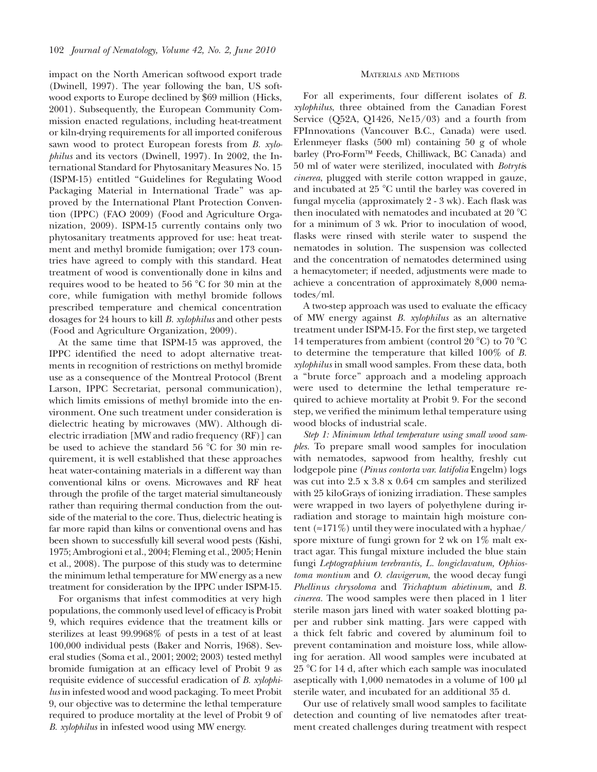impact on the North American softwood export trade (Dwinell, 1997). The year following the ban, US softwood exports to Europe declined by $69 million (Hicks, 2001). Subsequently, the European Community Commission enacted regulations, including heat-treatment or kiln-drying requirements for all imported coniferous sawn wood to protect European forests from *B. xylophilus* and its vectors (Dwinell, 1997). In 2002, the International Standard for Phytosanitary Measures No. 15 (ISPM-15) entitled "Guidelines for Regulating Wood Packaging Material in International Trade" was approved by the International Plant Protection Convention (IPPC) (FAO 2009) (Food and Agriculture Organization, 2009). ISPM-15 currently contains only two phytosanitary treatments approved for use: heat treatment and methyl bromide fumigation; over 173 countries have agreed to comply with this standard. Heat treatment of wood is conventionally done in kilns and requires wood to be heated to 56 °C for 30 min at the core, while fumigation with methyl bromide follows prescribed temperature and chemical concentration dosages for 24 hours to kill *B. xylophilus* and other pests (Food and Agriculture Organization, 2009).

At the same time that ISPM-15 was approved, the IPPC identified the need to adopt alternative treatments in recognition of restrictions on methyl bromide use as a consequence of the Montreal Protocol (Brent Larson, IPPC Secretariat, personal communication), which limits emissions of methyl bromide into the environment. One such treatment under consideration is dielectric heating by microwaves (MW). Although dielectric irradiation [MW and radio frequency (RF)] can be used to achieve the standard 56 °C for 30 min requirement, it is well established that these approaches heat water-containing materials in a different way than conventional kilns or ovens. Microwaves and RF heat through the profile of the target material simultaneously rather than requiring thermal conduction from the outside of the material to the core. Thus, dielectric heating is far more rapid than kilns or conventional ovens and has been shown to successfully kill several wood pests (Kishi, 1975; Ambrogioni et al., 2004; Fleming et al., 2005; Henin et al., 2008). The purpose of this study was to determine the minimum lethal temperature for MW energy as a new treatment for consideration by the IPPC under ISPM-15.

For organisms that infest commodities at very high populations, the commonly used level of efficacy is Probit 9, which requires evidence that the treatment kills or sterilizes at least 99.9968% of pests in a test of at least 100,000 individual pests (Baker and Norris, 1968). Several studies (Soma et al., 2001; 2002; 2003) tested methyl bromide fumigation at an efficacy level of Probit 9 as requisite evidence of successful eradication of *B. xylophilus* in infested wood and wood packaging. To meet Probit 9, our objective was to determine the lethal temperature required to produce mortality at the level of Probit 9 of *B. xylophilus* in infested wood using MW energy.

## Materials and Methods

For all experiments, four different isolates of *B. xylophilus*, three obtained from the Canadian Forest Service (Q52A, Q1426, Ne15/03) and a fourth from FPInnovations (Vancouver B.C., Canada) were used. Erlenmeyer flasks (500 ml) containing 50 g of whole barley (Pro-Form™ Feeds, Chilliwack, BC Canada) and 50 ml of water were sterilized, inoculated with *Botrytis cinerea*, plugged with sterile cotton wrapped in gauze, and incubated at 25 °C until the barley was covered in fungal mycelia (approximately 2 - 3 wk). Each flask was then inoculated with nematodes and incubated at 20 °C for a minimum of 3 wk. Prior to inoculation of wood, flasks were rinsed with sterile water to suspend the nematodes in solution. The suspension was collected and the concentration of nematodes determined using a hemacytometer; if needed, adjustments were made to achieve a concentration of approximately 8,000 nematodes/ml.

A two-step approach was used to evaluate the efficacy of MW energy against *B. xylophilus* as an alternative treatment under ISPM-15. For the first step, we targeted 14 temperatures from ambient (control 20 °C) to 70 °C to determine the temperature that killed 100% of *B. xylophilus* in small wood samples. From these data, both a "brute force" approach and a modeling approach were used to determine the lethal temperature required to achieve mortality at Probit 9. For the second step, we verified the minimum lethal temperature using wood blocks of industrial scale.

*Step 1: Minimum lethal temperature using small wood samples.* To prepare small wood samples for inoculation with nematodes, sapwood from healthy, freshly cut lodgepole pine (*Pinus contorta var. latifolia* Engelm) logs was cut into 2.5 x 3.8 x 0.64 cm samples and sterilized with 25 kiloGrays of ionizing irradiation. These samples were wrapped in two layers of polyethylene during irradiation and storage to maintain high moisture content (≈171%) until they were inoculated with a hyphae/spore mixture of fungi grown for 2 wk on 1% malt extract agar. This fungal mixture included the blue stain fungi *Leptographium terebrantis*, *L. longiclavatum*, *Ophiostoma montium* and *O. clavigerum*, the wood decay fungi *Phellinus chrysoloma* and *Trichaptum abietinum*, and *B. cinerea*. The wood samples were then placed in 1 liter sterile mason jars lined with water soaked blotting paper and rubber sink matting. Jars were capped with a thick felt fabric and covered by aluminum foil to prevent contamination and moisture loss, while allowing for aeration. All wood samples were incubated at 25 °C for 14 d, after which each sample was inoculated aseptically with 1,000 nematodes in a volume of 100 µl sterile water, and incubated for an additional 35 d.

Our use of relatively small wood samples to facilitate detection and counting of live nematodes after treatment created challenges during treatment with respect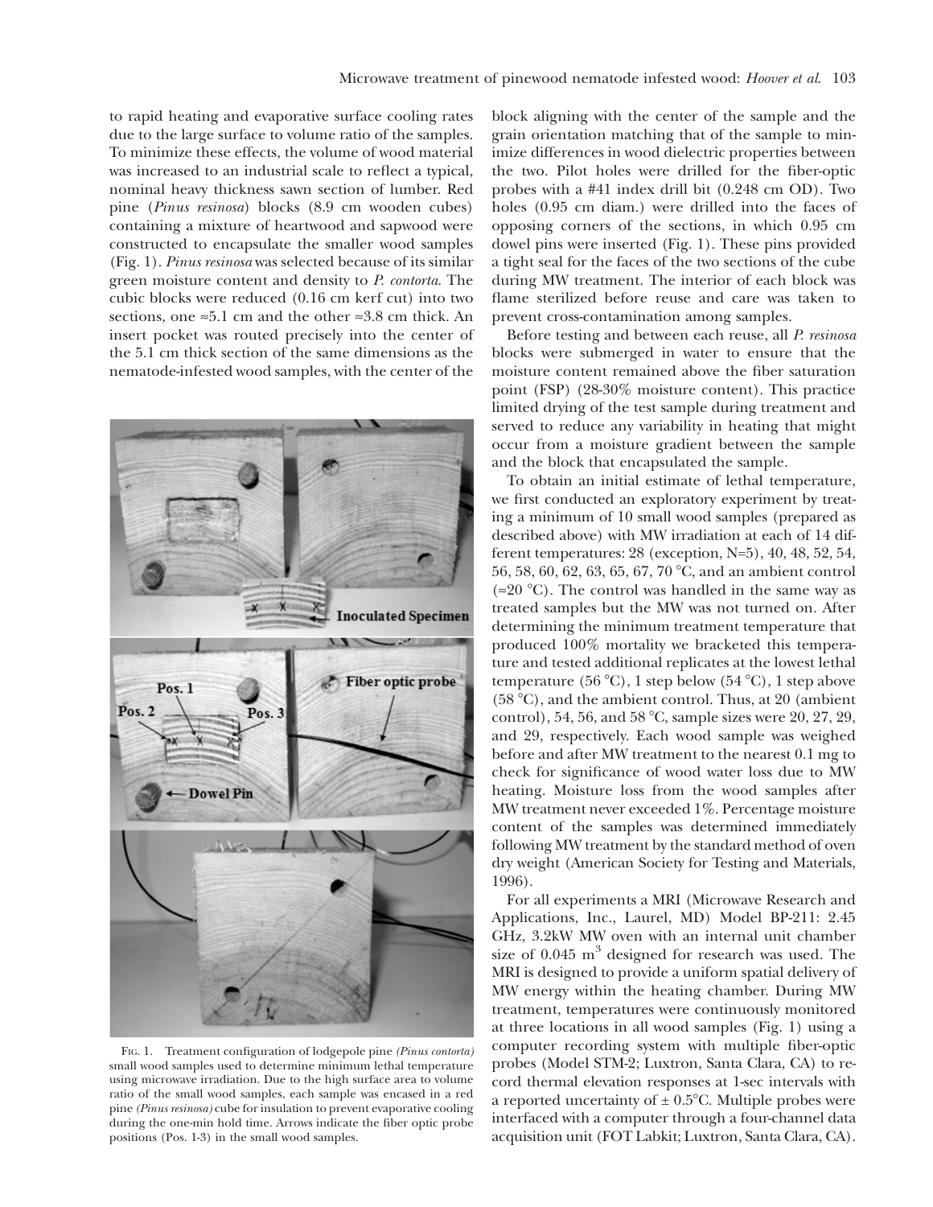to rapid heating and evaporative surface cooling rates due to the large surface to volume ratio of the samples. To minimize these effects, the volume of wood material was increased to an industrial scale to reflect a typical, nominal heavy thickness sawn section of lumber. Red pine (*Pinus resinosa*) blocks (8.9 cm wooden cubes) containing a mixture of heartwood and sapwood were constructed to encapsulate the smaller wood samples (Fig. 1). *Pinus resinosa* was selected because of its similar green moisture content and density to *P. contorta*. The cubic blocks were reduced (0.16 cm kerf cut) into two sections, one ≈5.1 cm and the other ≈3.8 cm thick. An insert pocket was routed precisely into the center of the 5.1 cm thick section of the same dimensions as the nematode-infested wood samples, with the center of the block aligning with the center of the sample and the grain orientation matching that of the sample to minimize differences in wood dielectric properties between the two. Pilot holes were drilled for the fiber-optic probes with a #41 index drill bit (0.248 cm OD). Two holes (0.95 cm diam.) were drilled into the faces of opposing corners of the sections, in which 0.95 cm dowel pins were inserted (Fig. 1). These pins provided a tight seal for the faces of the two sections of the cube during MW treatment. The interior of each block was flame sterilized before reuse and care was taken to prevent cross-contamination among samples.

FIG. 1. Treatment configuration of lodgepole pine *(Pinus contorta)* small wood samples used to determine minimum lethal temperature using microwave irradiation. Due to the high surface area to volume ratio of the small wood samples, each sample was encased in a red pine *(Pinus resinosa)* cube for insulation to prevent evaporative cooling during the one-min hold time. Arrows indicate the fiber optic probe positions (Pos. 1-3) in the small wood samples.

Before testing and between each reuse, all *P. resinosa* blocks were submerged in water to ensure that the moisture content remained above the fiber saturation point (FSP) (28-30% moisture content). This practice limited drying of the test sample during treatment and served to reduce any variability in heating that might occur from a moisture gradient between the sample and the block that encapsulated the sample.

To obtain an initial estimate of lethal temperature, we first conducted an exploratory experiment by treating a minimum of 10 small wood samples (prepared as described above) with MW irradiation at each of 14 different temperatures: 28 (exception, N=5), 40, 48, 52, 54, 56, 58, 60, 62, 63, 65, 67, 70 °C, and an ambient control (≈20 °C). The control was handled in the same way as treated samples but the MW was not turned on. After determining the minimum treatment temperature that produced 100% mortality we bracketed this temperature and tested additional replicates at the lowest lethal temperature (56 °C), 1 step below (54 °C), 1 step above (58 °C), and the ambient control. Thus, at 20 (ambient control), 54, 56, and 58 °C, sample sizes were 20, 27, 29, and 29, respectively. Each wood sample was weighed before and after MW treatment to the nearest 0.1 mg to check for significance of wood water loss due to MW heating. Moisture loss from the wood samples after MW treatment never exceeded 1%. Percentage moisture content of the samples was determined immediately following MW treatment by the standard method of oven dry weight (American Society for Testing and Materials, 1996).

For all experiments a MRI (Microwave Research and Applications, Inc., Laurel, MD) Model BP-211: 2.45 GHz, 3.2kW MW oven with an internal unit chamber size of 0.045 $m^3$ designed for research was used. The MRI is designed to provide a uniform spatial delivery of MW energy within the heating chamber. During MW treatment, temperatures were continuously monitored at three locations in all wood samples (Fig. 1) using a computer recording system with multiple fiber-optic probes (Model STM-2; Luxtron, Santa Clara, CA) to record thermal elevation responses at 1-sec intervals with a reported uncertainty of ± 0.5°C. Multiple probes were interfaced with a computer through a four-channel data acquisition unit (FOT Labkit; Luxtron, Santa Clara, CA).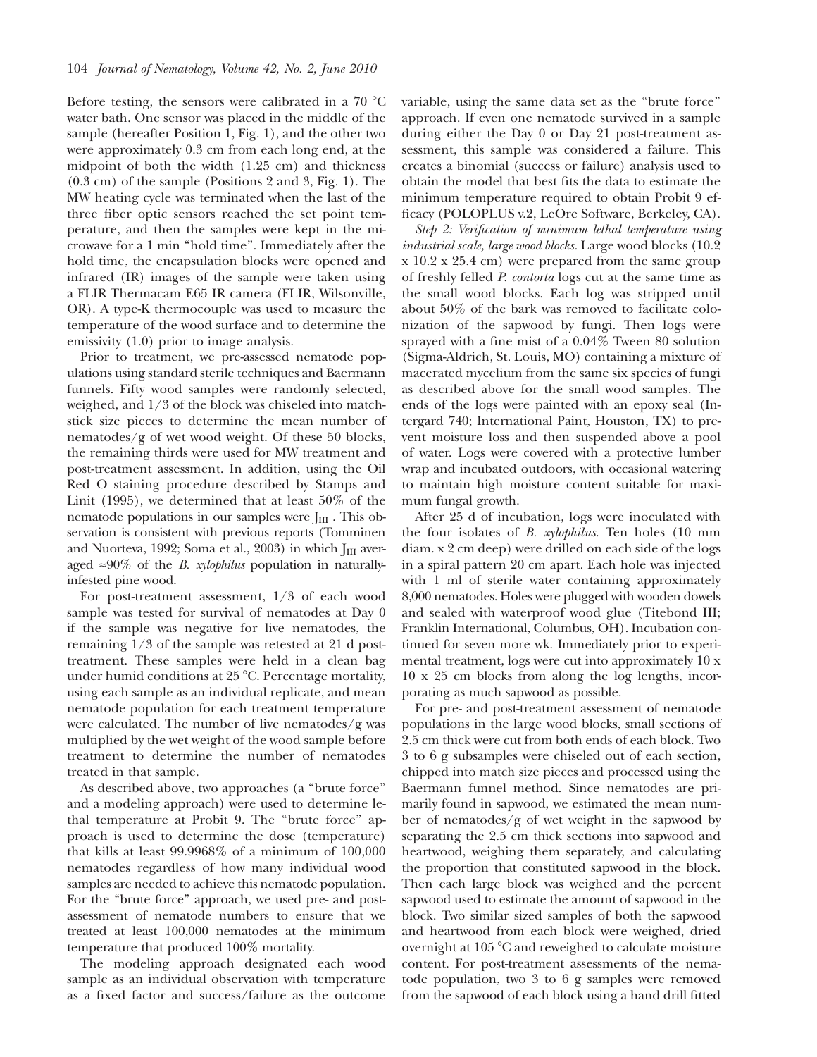Before testing, the sensors were calibrated in a 70 °C water bath. One sensor was placed in the middle of the sample (hereafter Position 1, Fig. 1), and the other two were approximately 0.3 cm from each long end, at the midpoint of both the width (1.25 cm) and thickness (0.3 cm) of the sample (Positions 2 and 3, Fig. 1). The MW heating cycle was terminated when the last of the three fiber optic sensors reached the set point temperature, and then the samples were kept in the microwave for a 1 min "hold time". Immediately after the hold time, the encapsulation blocks were opened and infrared (IR) images of the sample were taken using a FLIR Thermacam E65 IR camera (FLIR, Wilsonville, OR). A type-K thermocouple was used to measure the temperature of the wood surface and to determine the emissivity (1.0) prior to image analysis.

Prior to treatment, we pre-assessed nematode populations using standard sterile techniques and Baermann funnels. Fifty wood samples were randomly selected, weighed, and 1/3 of the block was chiseled into matchstick size pieces to determine the mean number of nematodes/g of wet wood weight. Of these 50 blocks, the remaining thirds were used for MW treatment and post-treatment assessment. In addition, using the Oil Red O staining procedure described by Stamps and Linit (1995), we determined that at least 50% of the nematode populations in our samples were $J_{III}$. This observation is consistent with previous reports (Tomminen and Nuorteva, 1992; Soma et al., 2003) in which $J_{III}$ averaged ≈90% of the *B. xylophilus* population in naturally-infested pine wood.

For post-treatment assessment, 1/3 of each wood sample was tested for survival of nematodes at Day 0 if the sample was negative for live nematodes, the remaining 1/3 of the sample was retested at 21 d post-treatment. These samples were held in a clean bag under humid conditions at 25 °C. Percentage mortality, using each sample as an individual replicate, and mean nematode population for each treatment temperature were calculated. The number of live nematodes/g was multiplied by the wet weight of the wood sample before treatment to determine the number of nematodes treated in that sample.

As described above, two approaches (a "brute force" and a modeling approach) were used to determine lethal temperature at Probit 9. The "brute force" approach is used to determine the dose (temperature) that kills at least 99.9968% of a minimum of 100,000 nematodes regardless of how many individual wood samples are needed to achieve this nematode population. For the "brute force" approach, we used pre- and post-assessment of nematode numbers to ensure that we treated at least 100,000 nematodes at the minimum temperature that produced 100% mortality.

The modeling approach designated each wood sample as an individual observation with temperature as a fixed factor and success/failure as the outcome variable, using the same data set as the "brute force" approach. If even one nematode survived in a sample during either the Day 0 or Day 21 post-treatment assessment, this sample was considered a failure. This creates a binomial (success or failure) analysis used to obtain the model that best fits the data to estimate the minimum temperature required to obtain Probit 9 efficacy (POLOPLUS v.2, LeOre Software, Berkeley, CA).

*Step 2: Verification of minimum lethal temperature using industrial scale, large wood blocks.* Large wood blocks (10.2 x 10.2 x 25.4 cm) were prepared from the same group of freshly felled *P. contorta* logs cut at the same time as the small wood blocks. Each log was stripped until about 50% of the bark was removed to facilitate colonization of the sapwood by fungi. Then logs were sprayed with a fine mist of a 0.04% Tween 80 solution (Sigma-Aldrich, St. Louis, MO) containing a mixture of macerated mycelium from the same six species of fungi as described above for the small wood samples. The ends of the logs were painted with an epoxy seal (Intergard 740; International Paint, Houston, TX) to prevent moisture loss and then suspended above a pool of water. Logs were covered with a protective lumber wrap and incubated outdoors, with occasional watering to maintain high moisture content suitable for maximum fungal growth.

After 25 d of incubation, logs were inoculated with the four isolates of *B. xylophilus*. Ten holes (10 mm diam. x 2 cm deep) were drilled on each side of the logs in a spiral pattern 20 cm apart. Each hole was injected with 1 ml of sterile water containing approximately 8,000 nematodes. Holes were plugged with wooden dowels and sealed with waterproof wood glue (Titebond III; Franklin International, Columbus, OH). Incubation continued for seven more wk. Immediately prior to experimental treatment, logs were cut into approximately 10 x 10 x 25 cm blocks from along the log lengths, incorporating as much sapwood as possible.

For pre- and post-treatment assessment of nematode populations in the large wood blocks, small sections of 2.5 cm thick were cut from both ends of each block. Two 3 to 6 g subsamples were chiseled out of each section, chipped into match size pieces and processed using the Baermann funnel method. Since nematodes are primarily found in sapwood, we estimated the mean number of nematodes/g of wet weight in the sapwood by separating the 2.5 cm thick sections into sapwood and heartwood, weighing them separately, and calculating the proportion that constituted sapwood in the block. Then each large block was weighed and the percent sapwood used to estimate the amount of sapwood in the block. Two similar sized samples of both the sapwood and heartwood from each block were weighed, dried overnight at 105 °C and reweighed to calculate moisture content. For post-treatment assessments of the nematode population, two 3 to 6 g samples were removed from the sapwood of each block using a hand drill fitted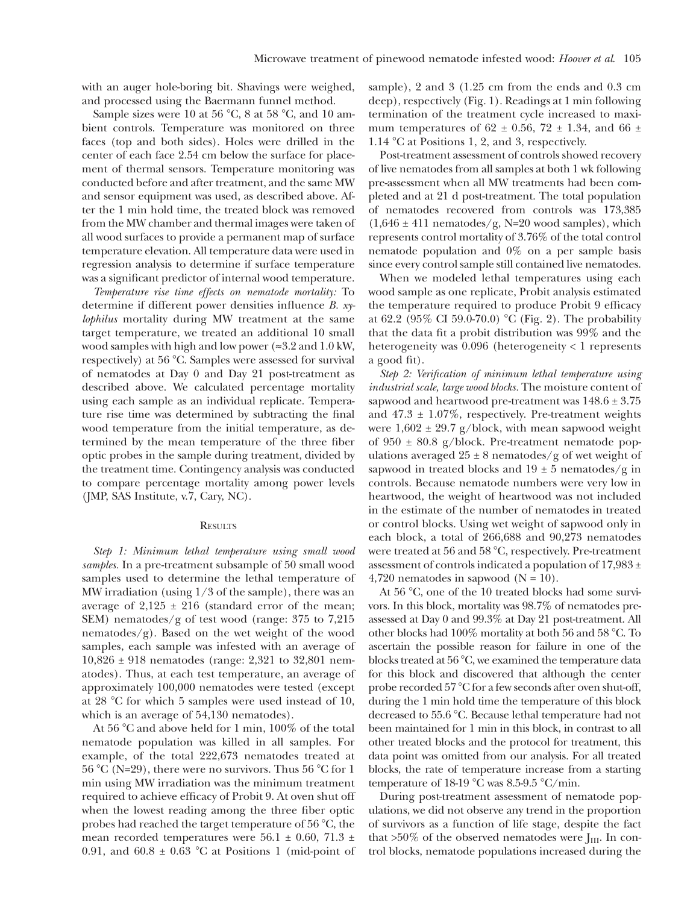with an auger hole-boring bit. Shavings were weighed, and processed using the Baermann funnel method.

Sample sizes were 10 at 56 °C, 8 at 58 °C, and 10 ambient controls. Temperature was monitored on three faces (top and both sides). Holes were drilled in the center of each face 2.54 cm below the surface for placement of thermal sensors. Temperature monitoring was conducted before and after treatment, and the same MW and sensor equipment was used, as described above. After the 1 min hold time, the treated block was removed from the MW chamber and thermal images were taken of all wood surfaces to provide a permanent map of surface temperature elevation. All temperature data were used in regression analysis to determine if surface temperature was a significant predictor of internal wood temperature.

*Temperature rise time effects on nematode mortality:* To determine if different power densities influence *B. xylophilus* mortality during MW treatment at the same target temperature, we treated an additional 10 small wood samples with high and low power (≈3.2 and 1.0 kW, respectively) at 56 °C. Samples were assessed for survival of nematodes at Day 0 and Day 21 post-treatment as described above. We calculated percentage mortality using each sample as an individual replicate. Temperature rise time was determined by subtracting the final wood temperature from the initial temperature, as determined by the mean temperature of the three fiber optic probes in the sample during treatment, divided by the treatment time. Contingency analysis was conducted to compare percentage mortality among power levels (JMP, SAS Institute, v.7, Cary, NC).

## Results

*Step 1: Minimum lethal temperature using small wood samples.* In a pre-treatment subsample of 50 small wood samples used to determine the lethal temperature of MW irradiation (using 1/3 of the sample), there was an average of 2,125 ± 216 (standard error of the mean; SEM) nematodes/g of test wood (range: 375 to 7,215 nematodes/g). Based on the wet weight of the wood samples, each sample was infested with an average of 10,826 ± 918 nematodes (range: 2,321 to 32,801 nematodes). Thus, at each test temperature, an average of approximately 100,000 nematodes were tested (except at 28 °C for which 5 samples were used instead of 10, which is an average of 54,130 nematodes).

At 56 °C and above held for 1 min, 100% of the total nematode population was killed in all samples. For example, of the total 222,673 nematodes treated at 56 °C (N=29), there were no survivors. Thus 56 °C for 1 min using MW irradiation was the minimum treatment required to achieve efficacy of Probit 9. At oven shut off when the lowest reading among the three fiber optic probes had reached the target temperature of 56 °C, the mean recorded temperatures were 56.1 ± 0.60, 71.3 ± 0.91, and 60.8 ± 0.63 °C at Positions 1 (mid-point of sample), 2 and 3 (1.25 cm from the ends and 0.3 cm deep), respectively (Fig. 1). Readings at 1 min following termination of the treatment cycle increased to maximum temperatures of 62 ± 0.56, 72 ± 1.34, and 66 ± 1.14 °C at Positions 1, 2, and 3, respectively.

Post-treatment assessment of controls showed recovery of live nematodes from all samples at both 1 wk following pre-assessment when all MW treatments had been completed and at 21 d post-treatment. The total population of nematodes recovered from controls was 173,385 (1,646 ± 411 nematodes/g, N=20 wood samples), which represents control mortality of 3.76% of the total control nematode population and 0% on a per sample basis since every control sample still contained live nematodes.

When we modeled lethal temperatures using each wood sample as one replicate, Probit analysis estimated the temperature required to produce Probit 9 efficacy at 62.2 (95% CI 59.0-70.0) °C (Fig. 2). The probability that the data fit a probit distribution was 99% and the heterogeneity was 0.096 (heterogeneity < 1 represents a good fit).

*Step 2: Verification of minimum lethal temperature using industrial scale, large wood blocks.* The moisture content of sapwood and heartwood pre-treatment was 148.6 ± 3.75 and 47.3 ± 1.07%, respectively. Pre-treatment weights were 1,602 ± 29.7 g/block, with mean sapwood weight of 950 ± 80.8 g/block. Pre-treatment nematode populations averaged 25 ± 8 nematodes/g of wet weight of sapwood in treated blocks and 19 ± 5 nematodes/g in controls. Because nematode numbers were very low in heartwood, the weight of heartwood was not included in the estimate of the number of nematodes in treated or control blocks. Using wet weight of sapwood only in each block, a total of 266,688 and 90,273 nematodes were treated at 56 and 58 °C, respectively. Pre-treatment assessment of controls indicated a population of 17,983 ± 4,720 nematodes in sapwood (N = 10).

At 56 °C, one of the 10 treated blocks had some survivors. In this block, mortality was 98.7% of nematodes pre-assessed at Day 0 and 99.3% at Day 21 post-treatment. All other blocks had 100% mortality at both 56 and 58 °C. To ascertain the possible reason for failure in one of the blocks treated at 56 °C, we examined the temperature data for this block and discovered that although the center probe recorded 57 °C for a few seconds after oven shut-off, during the 1 min hold time the temperature of this block decreased to 55.6 °C. Because lethal temperature had not been maintained for 1 min in this block, in contrast to all other treated blocks and the protocol for treatment, this data point was omitted from our analysis. For all treated blocks, the rate of temperature increase from a starting temperature of 18-19 °C was 8.5-9.5 °C/min.

During post-treatment assessment of nematode populations, we did not observe any trend in the proportion of survivors as a function of life stage, despite the fact that >50% of the observed nematodes were $J_{III}$. In control blocks, nematode populations increased during the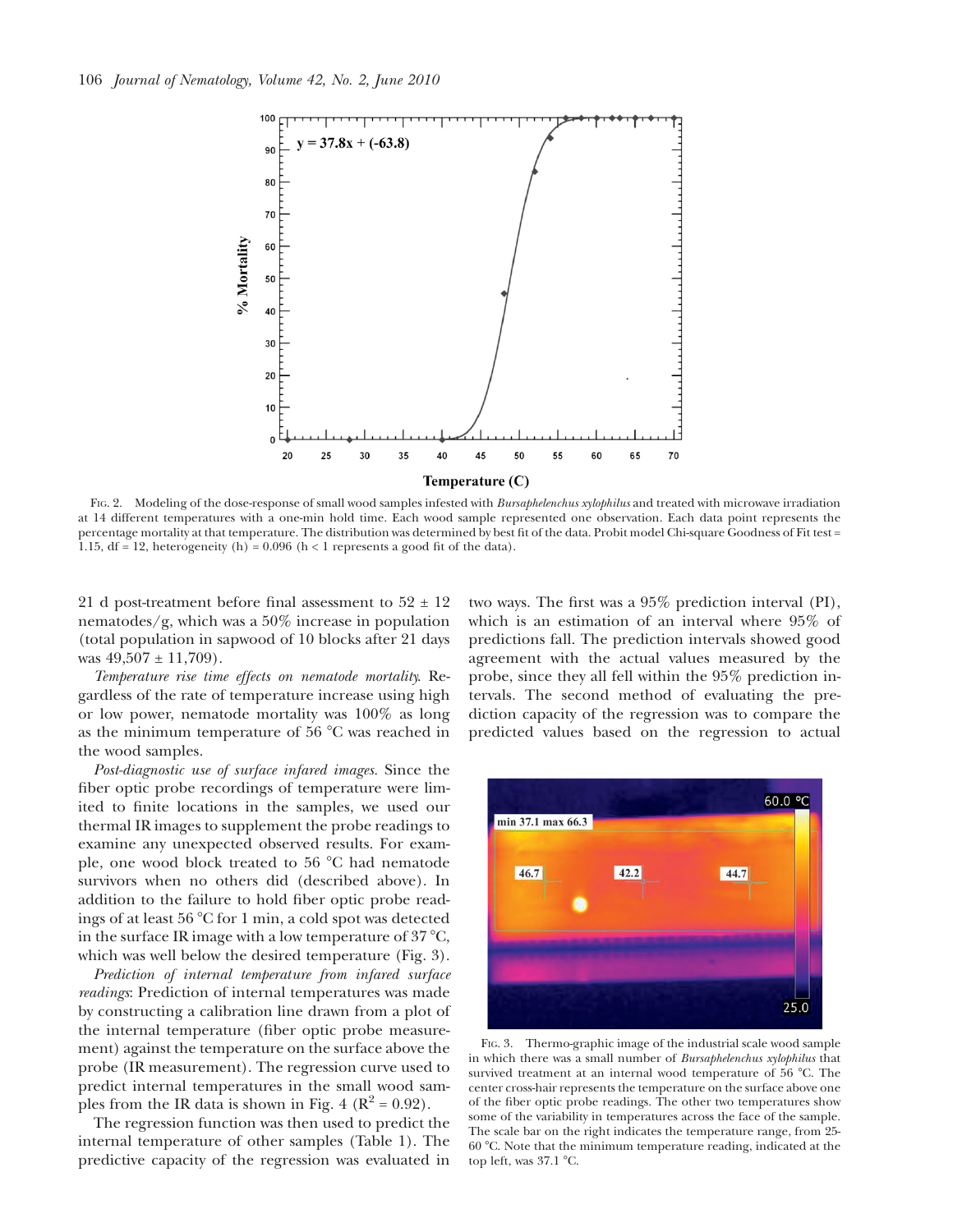Fig. 2. Modeling of the dose-response of small wood samples infested with *Bursaphelenchus xylophilus* and treated with microwave irradiation at 14 different temperatures with a one-min hold time. Each wood sample represented one observation. Each data point represents the percentage mortality at that temperature. The distribution was determined by best fit of the data. Probit model Chi-square Goodness of Fit test = 1.15, df = 12, heterogeneity (h) = 0.096 (h < 1 represents a good fit of the data).

21 d post-treatment before final assessment to 52 ± 12 nematodes/g, which was a 50% increase in population (total population in sapwood of 10 blocks after 21 days was 49,507 ± 11,709).

*Temperature rise time effects on nematode mortality.* Regardless of the rate of temperature increase using high or low power, nematode mortality was 100% as long as the minimum temperature of 56 °C was reached in the wood samples.

*Post-diagnostic use of surface infared images.* Since the fiber optic probe recordings of temperature were limited to finite locations in the samples, we used our thermal IR images to supplement the probe readings to examine any unexpected observed results. For example, one wood block treated to 56 °C had nematode survivors when no others did (described above). In addition to the failure to hold fiber optic probe readings of at least 56 °C for 1 min, a cold spot was detected in the surface IR image with a low temperature of 37 °C, which was well below the desired temperature (Fig. 3).

*Prediction of internal temperature from infared surface readings*: Prediction of internal temperatures was made by constructing a calibration line drawn from a plot of the internal temperature (fiber optic probe measurement) against the temperature on the surface above the probe (IR measurement). The regression curve used to predict internal temperatures in the small wood samples from the IR data is shown in Fig. 4 ($R^2 = 0.92$).

The regression function was then used to predict the internal temperature of other samples (Table 1). The predictive capacity of the regression was evaluated in two ways. The first was a 95% prediction interval (PI), which is an estimation of an interval where 95% of predictions fall. The prediction intervals showed good agreement with the actual values measured by the probe, since they all fell within the 95% prediction intervals. The second method of evaluating the prediction capacity of the regression was to compare the predicted values based on the regression to actual

Fig. 3. Thermo-graphic image of the industrial scale wood sample in which there was a small number of *Bursaphelenchus xylophilus* that survived treatment at an internal wood temperature of 56 °C. The center cross-hair represents the temperature on the surface above one of the fiber optic probe readings. The other two temperatures show some of the variability in temperatures across the face of the sample. The scale bar on the right indicates the temperature range, from 25-60 °C. Note that the minimum temperature reading, indicated at the top left, was 37.1 °C.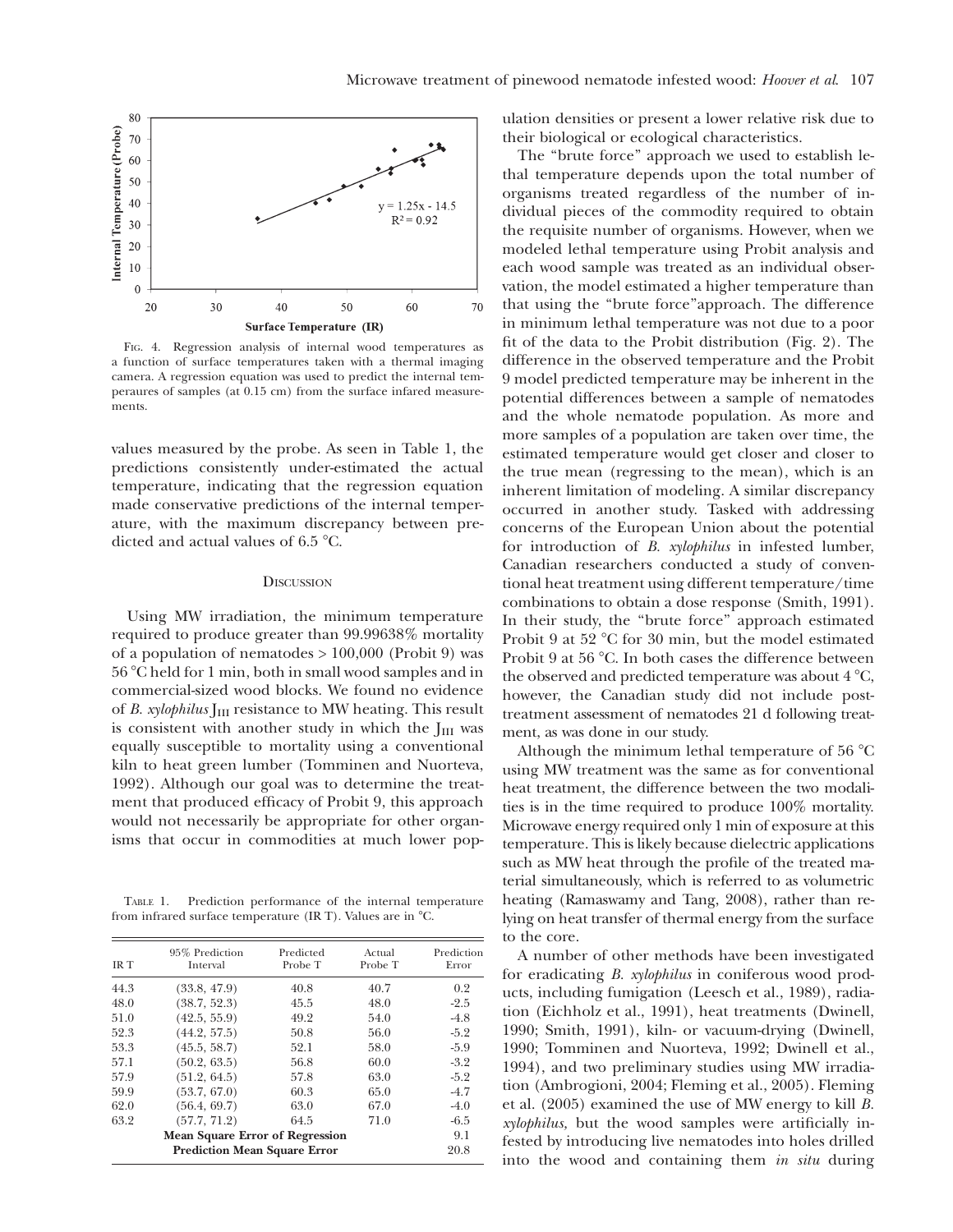FIG. 4. Regression analysis of internal wood temperatures as a function of surface temperatures taken with a thermal imaging camera. A regression equation was used to predict the internal temperaures of samples (at 0.15 cm) from the surface infared measurements.

values measured by the probe. As seen in Table 1, the predictions consistently under-estimated the actual temperature, indicating that the regression equation made conservative predictions of the internal temperature, with the maximum discrepancy between predicted and actual values of 6.5 °C.

## DISCUSSION

Using MW irradiation, the minimum temperature required to produce greater than 99.99638% mortality of a population of nematodes > 100,000 (Probit 9) was 56 °C held for 1 min, both in small wood samples and in commercial-sized wood blocks. We found no evidence of *B. xylophilus* $J_{III}$ resistance to MW heating. This result is consistent with another study in which the $J_{III}$ was equally susceptible to mortality using a conventional kiln to heat green lumber (Tomminen and Nuorteva, 1992). Although our goal was to determine the treatment that produced efficacy of Probit 9, this approach would not necessarily be appropriate for other organisms that occur in commodities at much lower population densities or present a lower relative risk due to their biological or ecological characteristics.

The "brute force" approach we used to establish lethal temperature depends upon the total number of organisms treated regardless of the number of individual pieces of the commodity required to obtain the requisite number of organisms. However, when we modeled lethal temperature using Probit analysis and each wood sample was treated as an individual observation, the model estimated a higher temperature than that using the "brute force"approach. The difference in minimum lethal temperature was not due to a poor fit of the data to the Probit distribution (Fig. 2). The difference in the observed temperature and the Probit 9 model predicted temperature may be inherent in the potential differences between a sample of nematodes and the whole nematode population. As more and more samples of a population are taken over time, the estimated temperature would get closer and closer to the true mean (regressing to the mean), which is an inherent limitation of modeling. A similar discrepancy occurred in another study. Tasked with addressing concerns of the European Union about the potential for introduction of *B. xylophilus* in infested lumber, Canadian researchers conducted a study of conventional heat treatment using different temperature/time combinations to obtain a dose response (Smith, 1991). In their study, the "brute force" approach estimated Probit 9 at 52 °C for 30 min, but the model estimated Probit 9 at 56 °C. In both cases the difference between the observed and predicted temperature was about 4 °C, however, the Canadian study did not include post-treatment assessment of nematodes 21 d following treatment, as was done in our study.

Although the minimum lethal temperature of 56 °C using MW treatment was the same as for conventional heat treatment, the difference between the two modalities is in the time required to produce 100% mortality. Microwave energy required only 1 min of exposure at this temperature. This is likely because dielectric applications such as MW heat through the profile of the treated material simultaneously, which is referred to as volumetric heating (Ramaswamy and Tang, 2008), rather than relying on heat transfer of thermal energy from the surface to the core.

A number of other methods have been investigated for eradicating *B. xylophilus* in coniferous wood products, including fumigation (Leesch et al., 1989), radiation (Eichholz et al., 1991), heat treatments (Dwinell, 1990; Smith, 1991), kiln- or vacuum-drying (Dwinell, 1990; Tomminen and Nuorteva, 1992; Dwinell et al., 1994), and two preliminary studies using MW irradiation (Ambrogioni, 2004; Fleming et al., 2005). Fleming et al. (2005) examined the use of MW energy to kill *B. xylophilus,* but the wood samples were artificially infested by introducing live nematodes into holes drilled into the wood and containing them *in situ* during

TABLE 1. Prediction performance of the internal temperature from infrared surface temperature (IR T). Values are in °C.

| IR T | 95% Prediction Interval | Predicted Probe T | Actual Probe T | Prediction Error |
|---|---|---|---|---|
| 44.3 | (33.8, 47.9) | 40.8 | 40.7 | 0.2 |
| 48.0 | (38.7, 52.3) | 45.5 | 48.0 | -2.5 |
| 51.0 | (42.5, 55.9) | 49.2 | 54.0 | -4.8 |
| 52.3 | (44.2, 57.5) | 50.8 | 56.0 | -5.2 |
| 53.3 | (45.5, 58.7) | 52.1 | 58.0 | -5.9 |
| 57.1 | (50.2, 63.5) | 56.8 | 60.0 | -3.2 |
| 57.9 | (51.2, 64.5) | 57.8 | 63.0 | -5.2 |
| 59.9 | (53.7, 67.0) | 60.3 | 65.0 | -4.7 |
| 62.0 | (56.4, 69.7) | 63.0 | 67.0 | -4.0 |
| 63.2 | (57.7, 71.2) | 64.5 | 71.0 | -6.5 |
| **Mean Square Error of Regression** | | | | 9.1 |
| **Prediction Mean Square Error** | | | | 20.8 |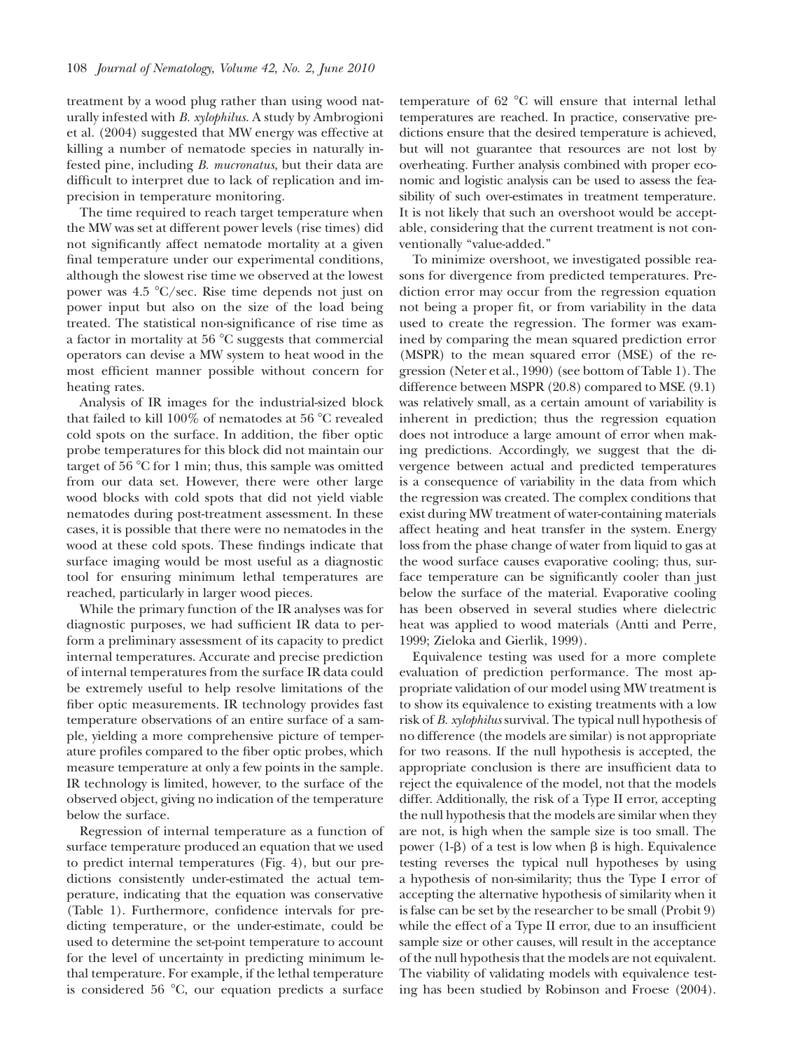treatment by a wood plug rather than using wood naturally infested with *B. xylophilus*. A study by Ambrogioni et al. (2004) suggested that MW energy was effective at killing a number of nematode species in naturally infested pine, including *B. mucronatus*, but their data are difficult to interpret due to lack of replication and imprecision in temperature monitoring.

The time required to reach target temperature when the MW was set at different power levels (rise times) did not significantly affect nematode mortality at a given final temperature under our experimental conditions, although the slowest rise time we observed at the lowest power was 4.5 °C/sec. Rise time depends not just on power input but also on the size of the load being treated. The statistical non-significance of rise time as a factor in mortality at 56 °C suggests that commercial operators can devise a MW system to heat wood in the most efficient manner possible without concern for heating rates.

Analysis of IR images for the industrial-sized block that failed to kill 100% of nematodes at 56 °C revealed cold spots on the surface. In addition, the fiber optic probe temperatures for this block did not maintain our target of 56 °C for 1 min; thus, this sample was omitted from our data set. However, there were other large wood blocks with cold spots that did not yield viable nematodes during post-treatment assessment. In these cases, it is possible that there were no nematodes in the wood at these cold spots. These findings indicate that surface imaging would be most useful as a diagnostic tool for ensuring minimum lethal temperatures are reached, particularly in larger wood pieces.

While the primary function of the IR analyses was for diagnostic purposes, we had sufficient IR data to perform a preliminary assessment of its capacity to predict internal temperatures. Accurate and precise prediction of internal temperatures from the surface IR data could be extremely useful to help resolve limitations of the fiber optic measurements. IR technology provides fast temperature observations of an entire surface of a sample, yielding a more comprehensive picture of temperature profiles compared to the fiber optic probes, which measure temperature at only a few points in the sample. IR technology is limited, however, to the surface of the observed object, giving no indication of the temperature below the surface.

Regression of internal temperature as a function of surface temperature produced an equation that we used to predict internal temperatures (Fig. 4), but our predictions consistently under-estimated the actual temperature, indicating that the equation was conservative (Table 1). Furthermore, confidence intervals for predicting temperature, or the under-estimate, could be used to determine the set-point temperature to account for the level of uncertainty in predicting minimum lethal temperature. For example, if the lethal temperature is considered 56 °C, our equation predicts a surface temperature of 62 °C will ensure that internal lethal temperatures are reached. In practice, conservative predictions ensure that the desired temperature is achieved, but will not guarantee that resources are not lost by overheating. Further analysis combined with proper economic and logistic analysis can be used to assess the feasibility of such over-estimates in treatment temperature. It is not likely that such an overshoot would be acceptable, considering that the current treatment is not conventionally "value-added."

To minimize overshoot, we investigated possible reasons for divergence from predicted temperatures. Prediction error may occur from the regression equation not being a proper fit, or from variability in the data used to create the regression. The former was examined by comparing the mean squared prediction error (MSPR) to the mean squared error (MSE) of the regression (Neter et al., 1990) (see bottom of Table 1). The difference between MSPR (20.8) compared to MSE (9.1) was relatively small, as a certain amount of variability is inherent in prediction; thus the regression equation does not introduce a large amount of error when making predictions. Accordingly, we suggest that the divergence between actual and predicted temperatures is a consequence of variability in the data from which the regression was created. The complex conditions that exist during MW treatment of water-containing materials affect heating and heat transfer in the system. Energy loss from the phase change of water from liquid to gas at the wood surface causes evaporative cooling; thus, surface temperature can be significantly cooler than just below the surface of the material. Evaporative cooling has been observed in several studies where dielectric heat was applied to wood materials (Antti and Perre, 1999; Zieloka and Gierlik, 1999).

Equivalence testing was used for a more complete evaluation of prediction performance. The most appropriate validation of our model using MW treatment is to show its equivalence to existing treatments with a low risk of *B. xylophilus* survival. The typical null hypothesis of no difference (the models are similar) is not appropriate for two reasons. If the null hypothesis is accepted, the appropriate conclusion is there are insufficient data to reject the equivalence of the model, not that the models differ. Additionally, the risk of a Type II error, accepting the null hypothesis that the models are similar when they are not, is high when the sample size is too small. The power ($1$-$\beta$) of a test is low when $\beta$ is high. Equivalence testing reverses the typical null hypotheses by using a hypothesis of non-similarity; thus the Type I error of accepting the alternative hypothesis of similarity when it is false can be set by the researcher to be small (Probit 9) while the effect of a Type II error, due to an insufficient sample size or other causes, will result in the acceptance of the null hypothesis that the models are not equivalent. The viability of validating models with equivalence testing has been studied by Robinson and Froese (2004).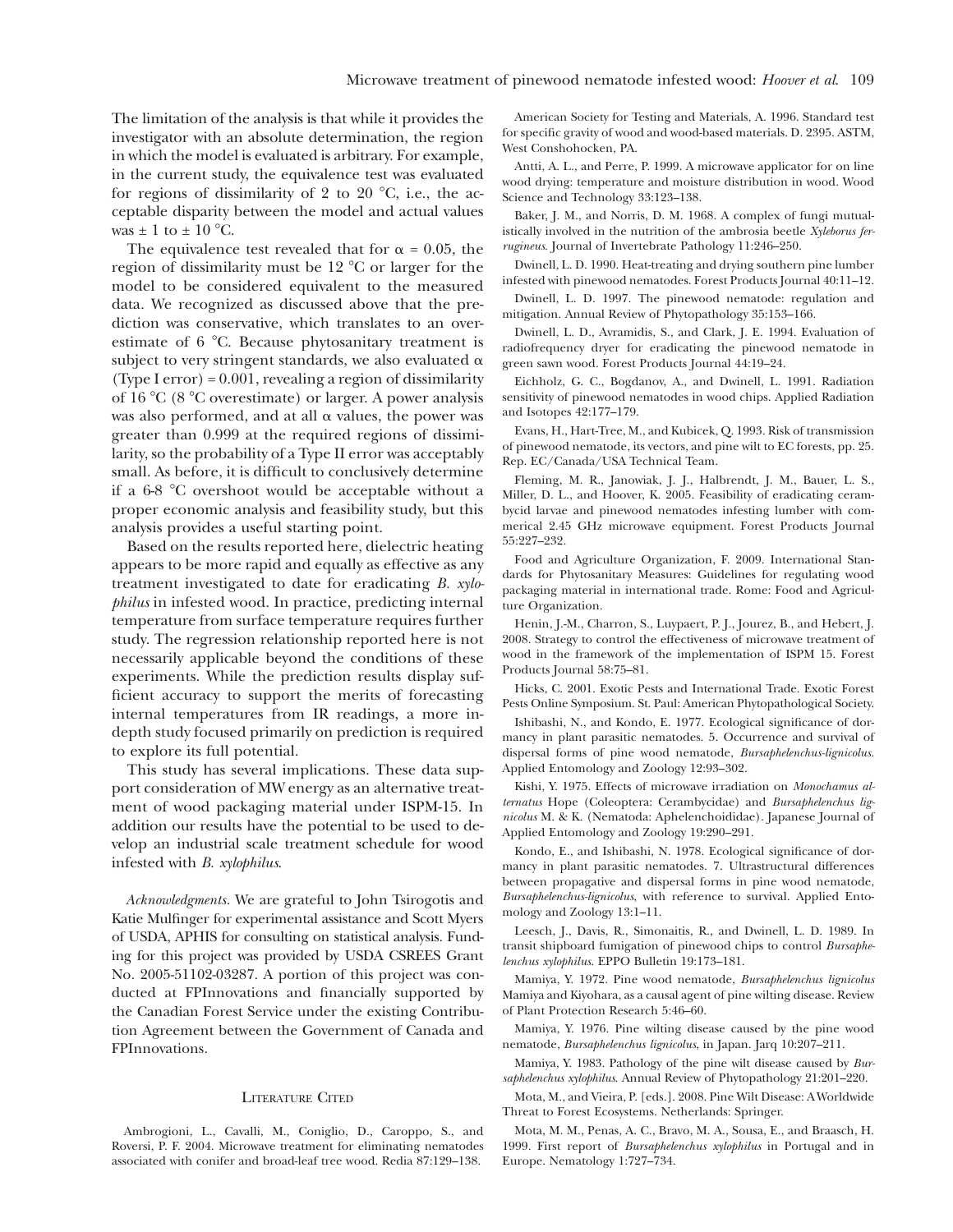The limitation of the analysis is that while it provides the investigator with an absolute determination, the region in which the model is evaluated is arbitrary. For example, in the current study, the equivalence test was evaluated for regions of dissimilarity of 2 to 20 °C, i.e., the acceptable disparity between the model and actual values was ± 1 to ± 10 °C.

The equivalence test revealed that for $\alpha = 0.05$, the region of dissimilarity must be 12 °C or larger for the model to be considered equivalent to the measured data. We recognized as discussed above that the prediction was conservative, which translates to an overestimate of 6 °C. Because phytosanitary treatment is subject to very stringent standards, we also evaluated $\alpha$ (Type I error) = 0.001, revealing a region of dissimilarity of 16 °C (8 °C overestimate) or larger. A power analysis was also performed, and at all $\alpha$ values, the power was greater than 0.999 at the required regions of dissimilarity, so the probability of a Type II error was acceptably small. As before, it is difficult to conclusively determine if a 6-8 °C overshoot would be acceptable without a proper economic analysis and feasibility study, but this analysis provides a useful starting point.

Based on the results reported here, dielectric heating appears to be more rapid and equally as effective as any treatment investigated to date for eradicating *B. xylophilus* in infested wood. In practice, predicting internal temperature from surface temperature requires further study. The regression relationship reported here is not necessarily applicable beyond the conditions of these experiments. While the prediction results display sufficient accuracy to support the merits of forecasting internal temperatures from IR readings, a more in-depth study focused primarily on prediction is required to explore its full potential.

This study has several implications. These data support consideration of MW energy as an alternative treatment of wood packaging material under ISPM-15. In addition our results have the potential to be used to develop an industrial scale treatment schedule for wood infested with *B. xylophilus*.

*Acknowledgments*. We are grateful to John Tsirogotis and Katie Mulfinger for experimental assistance and Scott Myers of USDA, APHIS for consulting on statistical analysis. Funding for this project was provided by USDA CSREES Grant No. 2005-51102-03287. A portion of this project was conducted at FPInnovations and financially supported by the Canadian Forest Service under the existing Contribution Agreement between the Government of Canada and FPInnovations.

## Literature Cited

Ambrogioni, L., Cavalli, M., Coniglio, D., Caroppo, S., and Roversi, P. F. 2004. Microwave treatment for eliminating nematodes associated with conifer and broad-leaf tree wood. Redia 87:129–138.

American Society for Testing and Materials, A. 1996. Standard test for specific gravity of wood and wood-based materials. D. 2395. ASTM, West Conshohocken, PA.

Antti, A. L., and Perre, P. 1999. A microwave applicator for on line wood drying: temperature and moisture distribution in wood. Wood Science and Technology 33:123–138.

Baker, J. M., and Norris, D. M. 1968. A complex of fungi mutualistically involved in the nutrition of the ambrosia beetle *Xyleborus ferrugineus*. Journal of Invertebrate Pathology 11:246–250.

Dwinell, L. D. 1990. Heat-treating and drying southern pine lumber infested with pinewood nematodes. Forest Products Journal 40:11–12.

Dwinell, L. D. 1997. The pinewood nematode: regulation and mitigation. Annual Review of Phytopathology 35:153–166.

Dwinell, L. D., Avramidis, S., and Clark, J. E. 1994. Evaluation of radiofrequency dryer for eradicating the pinewood nematode in green sawn wood. Forest Products Journal 44:19–24.

Eichholz, G. C., Bogdanov, A., and Dwinell, L. 1991. Radiation sensitivity of pinewood nematodes in wood chips. Applied Radiation and Isotopes 42:177–179.

Evans, H., Hart-Tree, M., and Kubicek, Q. 1993. Risk of transmission of pinewood nematode, its vectors, and pine wilt to EC forests, pp. 25. Rep. EC/Canada/USA Technical Team.

Fleming, M. R., Janowiak, J. J., Halbrendt, J. M., Bauer, L. S., Miller, D. L., and Hoover, K. 2005. Feasibility of eradicating cerambycid larvae and pinewood nematodes infesting lumber with commerical 2.45 GHz microwave equipment. Forest Products Journal 55:227–232.

Food and Agriculture Organization, F. 2009. International Standards for Phytosanitary Measures: Guidelines for regulating wood packaging material in international trade. Rome: Food and Agriculture Organization.

Henin, J.-M., Charron, S., Luypaert, P. J., Jourez, B., and Hebert, J. 2008. Strategy to control the effectiveness of microwave treatment of wood in the framework of the implementation of ISPM 15. Forest Products Journal 58:75–81.

Hicks, C. 2001. Exotic Pests and International Trade. Exotic Forest Pests Online Symposium. St. Paul: American Phytopathological Society.

Ishibashi, N., and Kondo, E. 1977. Ecological significance of dormancy in plant parasitic nematodes. 5. Occurrence and survival of dispersal forms of pine wood nematode, *Bursaphelenchus-lignicolus*. Applied Entomology and Zoology 12:93–302.

Kishi, Y. 1975. Effects of microwave irradiation on *Monochamus alternatus* Hope (Coleoptera: Cerambycidae) and *Bursaphelenchus lignicolus* M. & K. (Nematoda: Aphelenchoididae). Japanese Journal of Applied Entomology and Zoology 19:290–291.

Kondo, E., and Ishibashi, N. 1978. Ecological significance of dormancy in plant parasitic nematodes. 7. Ultrastructural differences between propagative and dispersal forms in pine wood nematode, *Bursaphelenchus-lignicolus*, with reference to survival. Applied Entomology and Zoology 13:1–11.

Leesch, J., Davis, R., Simonaitis, R., and Dwinell, L. D. 1989. In transit shipboard fumigation of pinewood chips to control *Bursaphelenchus xylophilus*. EPPO Bulletin 19:173–181.

Mamiya, Y. 1972. Pine wood nematode, *Bursaphelenchus lignicolus* Mamiya and Kiyohara, as a causal agent of pine wilting disease. Review of Plant Protection Research 5:46–60.

Mamiya, Y. 1976. Pine wilting disease caused by the pine wood nematode, *Bursaphelenchus lignicolus*, in Japan. Jarq 10:207–211.

Mamiya, Y. 1983. Pathology of the pine wilt disease caused by *Bursaphelenchus xylophilus*. Annual Review of Phytopathology 21:201–220.

Mota, M., and Vieira, P. [eds.]. 2008. Pine Wilt Disease: A Worldwide Threat to Forest Ecosystems. Netherlands: Springer.

Mota, M. M., Penas, A. C., Bravo, M. A., Sousa, E., and Braasch, H. 1999. First report of *Bursaphelenchus xylophilus* in Portugal and in Europe. Nematology 1:727–734.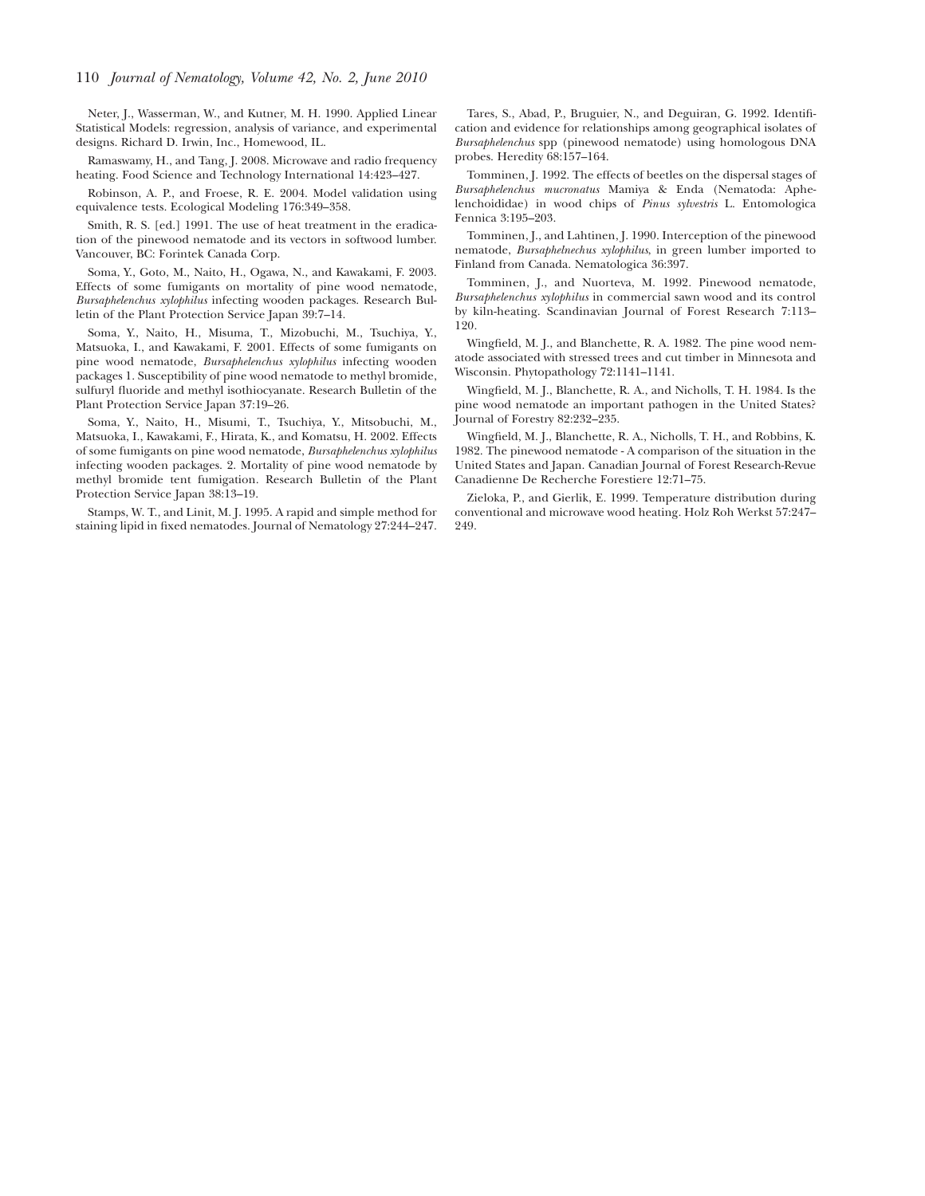Neter, J., Wasserman, W., and Kutner, M. H. 1990. Applied Linear Statistical Models: regression, analysis of variance, and experimental designs. Richard D. Irwin, Inc., Homewood, IL.

Ramaswamy, H., and Tang, J. 2008. Microwave and radio frequency heating. Food Science and Technology International 14:423–427.

Robinson, A. P., and Froese, R. E. 2004. Model validation using equivalence tests. Ecological Modeling 176:349–358.

Smith, R. S. [ed.] 1991. The use of heat treatment in the eradication of the pinewood nematode and its vectors in softwood lumber. Vancouver, BC: Forintek Canada Corp.

Soma, Y., Goto, M., Naito, H., Ogawa, N., and Kawakami, F. 2003. Effects of some fumigants on mortality of pine wood nematode, *Bursaphelenchus xylophilus* infecting wooden packages. Research Bulletin of the Plant Protection Service Japan 39:7–14.

Soma, Y., Naito, H., Misuma, T., Mizobuchi, M., Tsuchiya, Y., Matsuoka, I., and Kawakami, F. 2001. Effects of some fumigants on pine wood nematode, *Bursaphelenchus xylophilus* infecting wooden packages 1. Susceptibility of pine wood nematode to methyl bromide, sulfuryl fluoride and methyl isothiocyanate. Research Bulletin of the Plant Protection Service Japan 37:19–26.

Soma, Y., Naito, H., Misumi, T., Tsuchiya, Y., Mitsobuchi, M., Matsuoka, I., Kawakami, F., Hirata, K., and Komatsu, H. 2002. Effects of some fumigants on pine wood nematode, *Bursaphelenchus xylophilus* infecting wooden packages. 2. Mortality of pine wood nematode by methyl bromide tent fumigation. Research Bulletin of the Plant Protection Service Japan 38:13–19.

Stamps, W. T., and Linit, M. J. 1995. A rapid and simple method for staining lipid in fixed nematodes. Journal of Nematology 27:244–247.

Tares, S., Abad, P., Bruguier, N., and Deguiran, G. 1992. Identification and evidence for relationships among geographical isolates of *Bursaphelenchus* spp (pinewood nematode) using homologous DNA probes. Heredity 68:157–164.

Tomminen, J. 1992. The effects of beetles on the dispersal stages of *Bursaphelenchus mucronatus* Mamiya & Enda (Nematoda: Aphelenchoididae) in wood chips of *Pinus sylvestris* L. Entomologica Fennica 3:195–203.

Tomminen, J., and Lahtinen, J. 1990. Interception of the pinewood nematode, *Bursaphelnechus xylophilus*, in green lumber imported to Finland from Canada. Nematologica 36:397.

Tomminen, J., and Nuorteva, M. 1992. Pinewood nematode, *Bursaphelenchus xylophilus* in commercial sawn wood and its control by kiln-heating. Scandinavian Journal of Forest Research 7:113–120.

Wingfield, M. J., and Blanchette, R. A. 1982. The pine wood nematode associated with stressed trees and cut timber in Minnesota and Wisconsin. Phytopathology 72:1141–1141.

Wingfield, M. J., Blanchette, R. A., and Nicholls, T. H. 1984. Is the pine wood nematode an important pathogen in the United States? Journal of Forestry 82:232–235.

Wingfield, M. J., Blanchette, R. A., Nicholls, T. H., and Robbins, K. 1982. The pinewood nematode - A comparison of the situation in the United States and Japan. Canadian Journal of Forest Research-Revue Canadienne De Recherche Forestiere 12:71–75.

Zieloka, P., and Gierlik, E. 1999. Temperature distribution during conventional and microwave wood heating. Holz Roh Werkst 57:247–249.